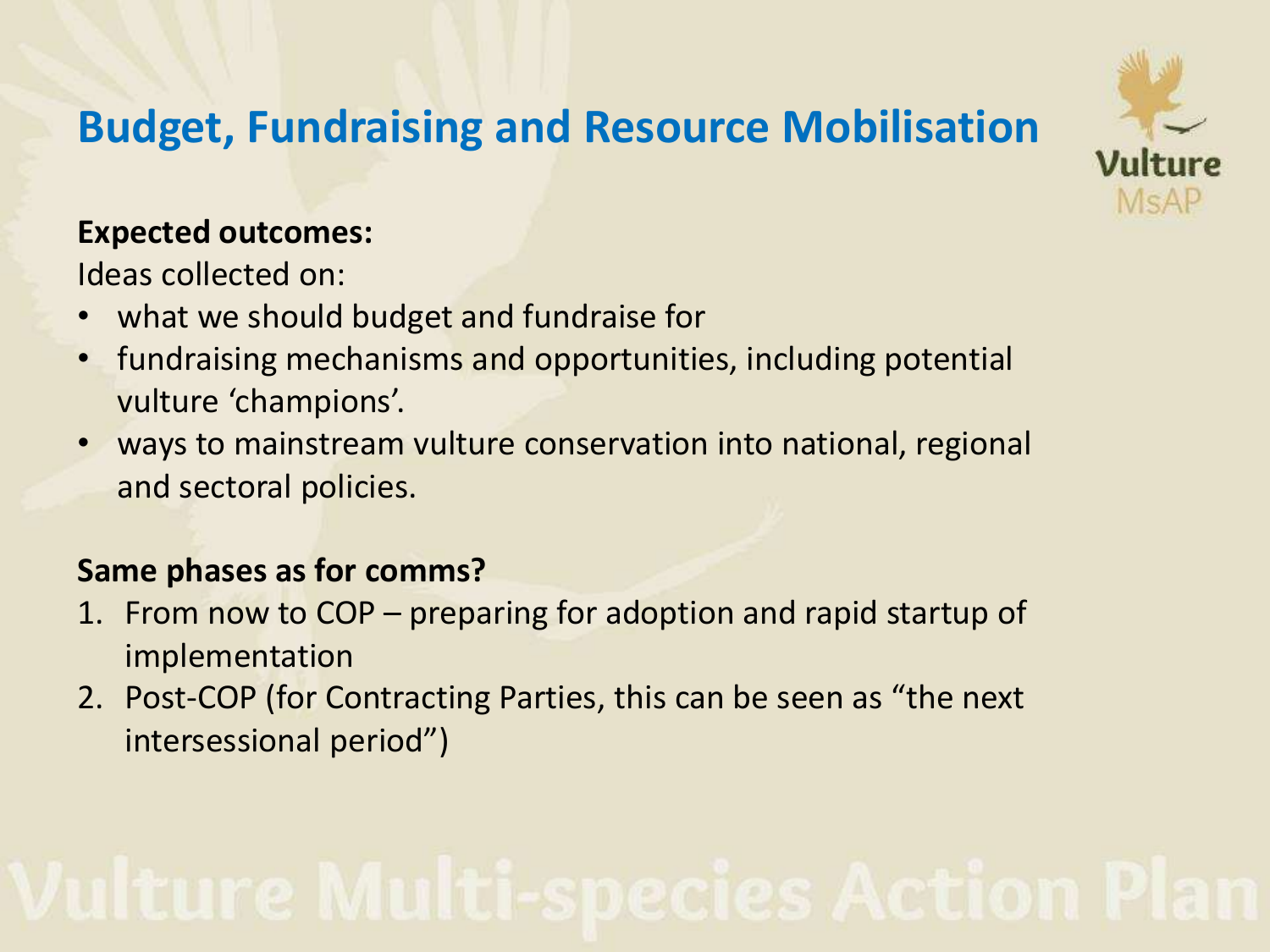# Budget, Fundraising and Resource Mobilisation

**Expected outcomes:**

Ideas collected on:

- what we should budget and fundraise for
- fundraising mechanisms and opportunities, including potential vulture 'champions'.
- ways to mainstream vulture conservation into national, regional and sectoral policies.

**Same phases as for comms?**

1. From now to COP – preparing for adoption and rapid startup of implementation
2. Post-COP (for Contracting Parties, this can be seen as "the next intersessional period")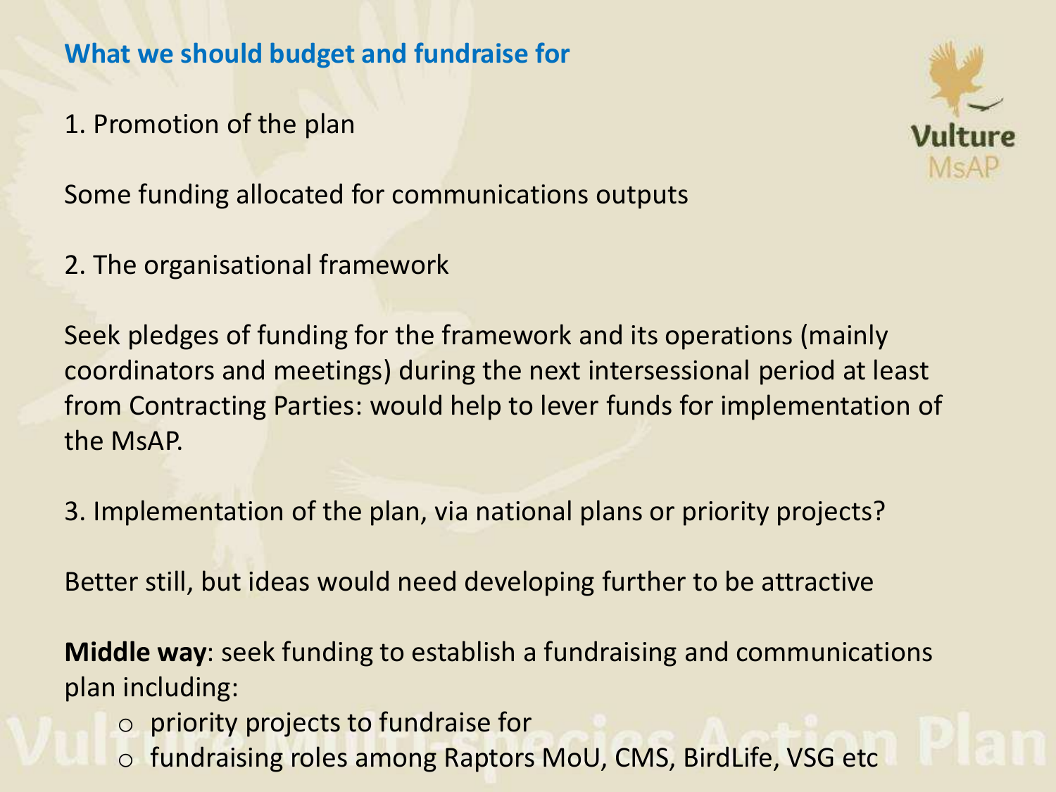## What we should budget and fundraise for

1. Promotion of the plan

Some funding allocated for communications outputs

2. The organisational framework

Seek pledges of funding for the framework and its operations (mainly coordinators and meetings) during the next intersessional period at least from Contracting Parties: would help to lever funds for implementation of the MsAP.

3. Implementation of the plan, via national plans or priority projects?

Better still, but ideas would need developing further to be attractive

**Middle way**: seek funding to establish a fundraising and communications plan including:

- priority projects to fundraise for
- fundraising roles among Raptors MoU, CMS, BirdLife, VSG etc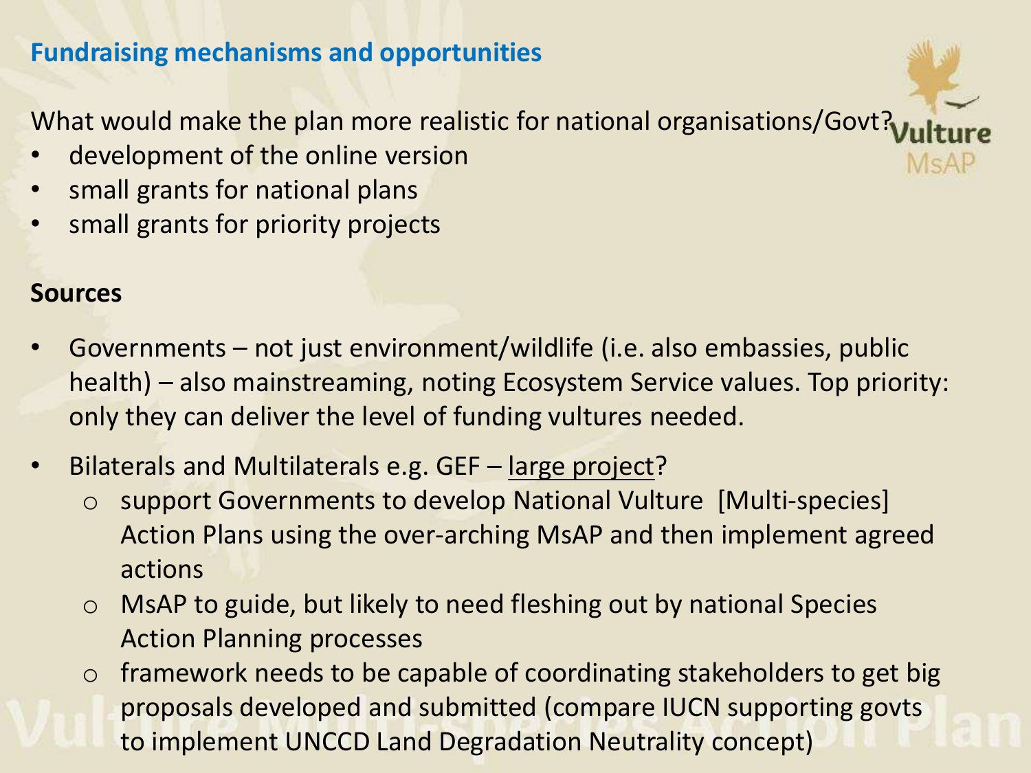## Fundraising mechanisms and opportunities

What would make the plan more realistic for national organisations/Govt?

- development of the online version
- small grants for national plans
- small grants for priority projects

**Sources**

- Governments – not just environment/wildlife (i.e. also embassies, public health) – also mainstreaming, noting Ecosystem Service values. Top priority: only they can deliver the level of funding vultures needed.
- Bilaterals and Multilaterals e.g. GEF – <u>large project</u>?
  - support Governments to develop National Vulture [Multi-species] Action Plans using the over-arching MsAP and then implement agreed actions
  - MsAP to guide, but likely to need fleshing out by national Species Action Planning processes
  - framework needs to be capable of coordinating stakeholders to get big proposals developed and submitted (compare IUCN supporting govts to implement UNCCD Land Degradation Neutrality concept)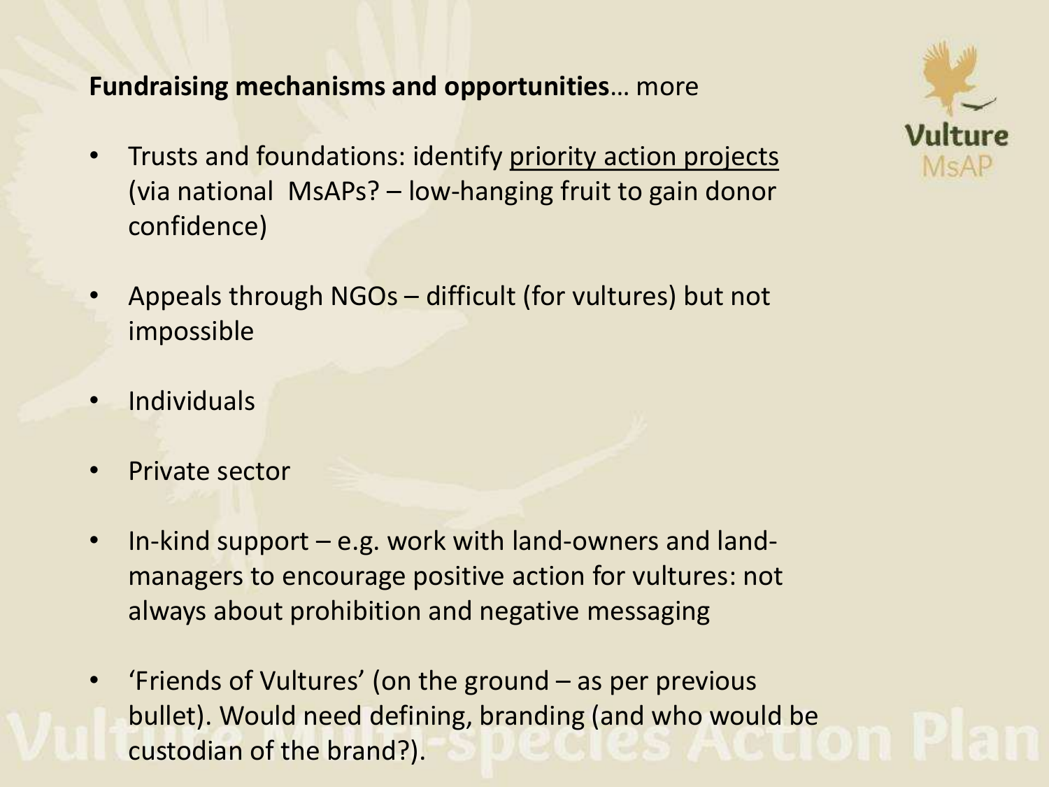**Fundraising mechanisms and opportunities**… more

- Trusts and foundations: identify priority action projects (via national MsAPs? – low-hanging fruit to gain donor confidence)
- Appeals through NGOs – difficult (for vultures) but not impossible
- Individuals
- Private sector
- In-kind support – e.g. work with land-owners and land-managers to encourage positive action for vultures: not always about prohibition and negative messaging
- 'Friends of Vultures' (on the ground – as per previous bullet). Would need defining, branding (and who would be custodian of the brand?).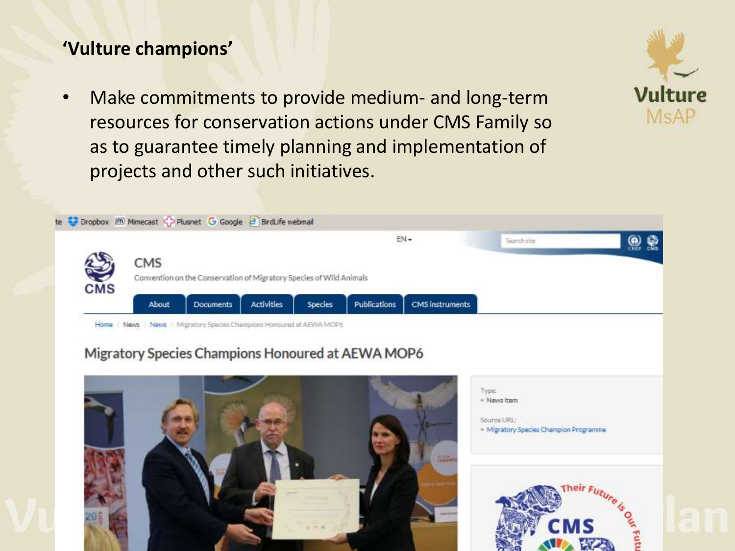## 'Vulture champions'

- Make commitments to provide medium- and long-term resources for conservation actions under CMS Family so as to guarantee timely planning and implementation of projects and other such initiatives.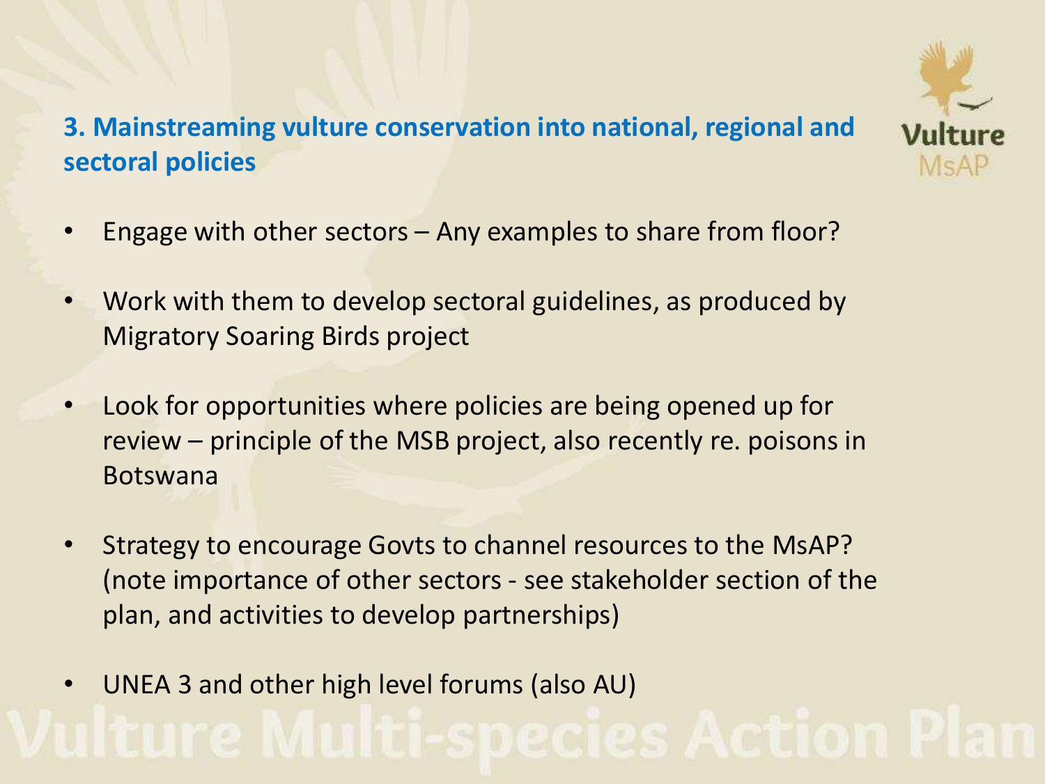## 3. Mainstreaming vulture conservation into national, regional and sectoral policies

- Engage with other sectors – Any examples to share from floor?
- Work with them to develop sectoral guidelines, as produced by Migratory Soaring Birds project
- Look for opportunities where policies are being opened up for review – principle of the MSB project, also recently re. poisons in Botswana
- Strategy to encourage Govts to channel resources to the MsAP? (note importance of other sectors - see stakeholder section of the plan, and activities to develop partnerships)
- UNEA 3 and other high level forums (also AU)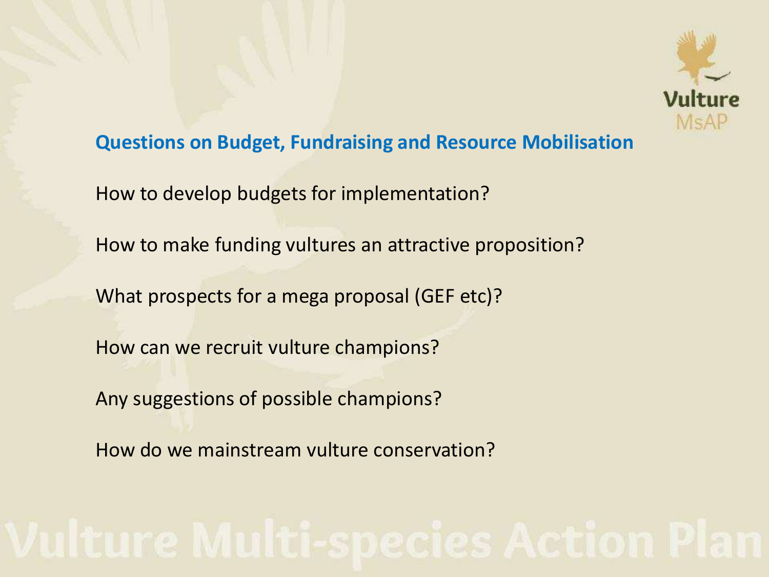## Questions on Budget, Fundraising and Resource Mobilisation

How to develop budgets for implementation?

How to make funding vultures an attractive proposition?

What prospects for a mega proposal (GEF etc)?

How can we recruit vulture champions?

Any suggestions of possible champions?

How do we mainstream vulture conservation?